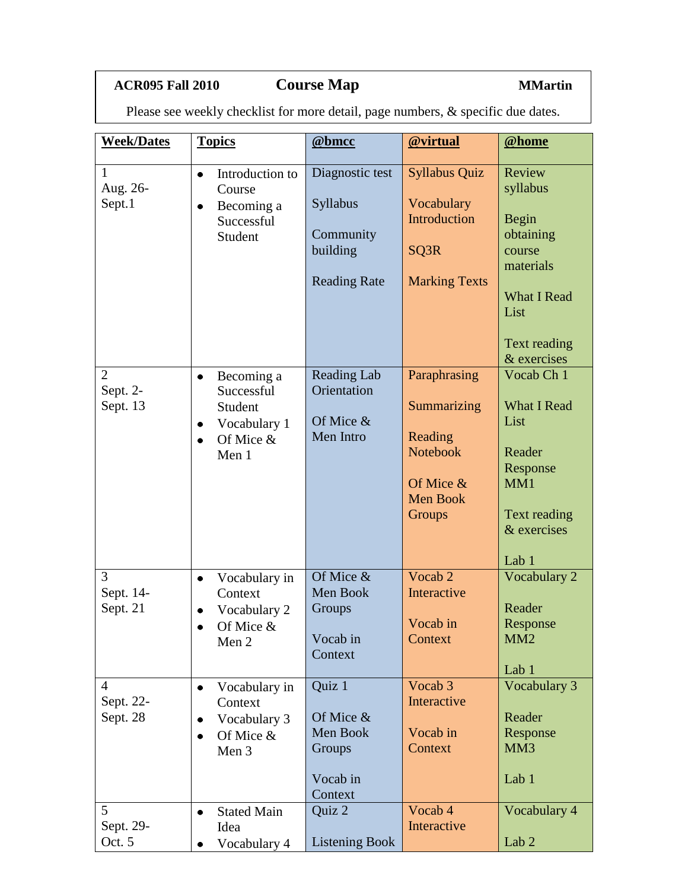**ACR095 Fall 2010** **Course Map** **MMartin**

Please see weekly checklist for more detail, page numbers, & specific due dates.

| Week/Dates | Topics | @bmcc | @virtual | @home |
|---|---|---|---|---|
| 1<br>Aug. 26-<br>Sept.1 | • Introduction to Course<br>• Becoming a Successful Student | Diagnostic test<br><br>Syllabus<br><br>Community building<br><br>Reading Rate | Syllabus Quiz<br><br>Vocabulary Introduction<br><br>SQ3R<br><br>Marking Texts | Review syllabus<br><br>Begin obtaining course materials<br><br>What I Read List<br><br>Text reading & exercises |
| 2<br>Sept. 2-<br>Sept. 13 | • Becoming a Successful Student<br>• Vocabulary 1<br>• Of Mice & Men 1 | Reading Lab Orientation<br><br>Of Mice & Men Intro | Paraphrasing<br><br>Summarizing<br><br>Reading Notebook<br><br>Of Mice & Men Book Groups | Vocab Ch 1<br><br>What I Read List<br><br>Reader Response MM1<br><br>Text reading & exercises<br><br>Lab 1 |
| 3<br>Sept. 14-<br>Sept. 21 | • Vocabulary in Context<br>• Vocabulary 2<br>• Of Mice & Men 2 | Of Mice & Men Book Groups<br><br>Vocab in Context | Vocab 2 Interactive<br><br>Vocab in Context | Vocabulary 2<br><br>Reader Response MM2<br><br>Lab 1 |
| 4<br>Sept. 22-<br>Sept. 28 | • Vocabulary in Context<br>• Vocabulary 3<br>• Of Mice & Men 3 | Quiz 1<br><br>Of Mice & Men Book Groups<br><br>Vocab in Context | Vocab 3 Interactive<br><br>Vocab in Context | Vocabulary 3<br><br>Reader Response MM3<br><br>Lab 1 |
| 5<br>Sept. 29-<br>Oct. 5 | • Stated Main Idea<br>• Vocabulary 4 | Quiz 2<br><br>Listening Book | Vocab 4 Interactive | Vocabulary 4<br><br>Lab 2 |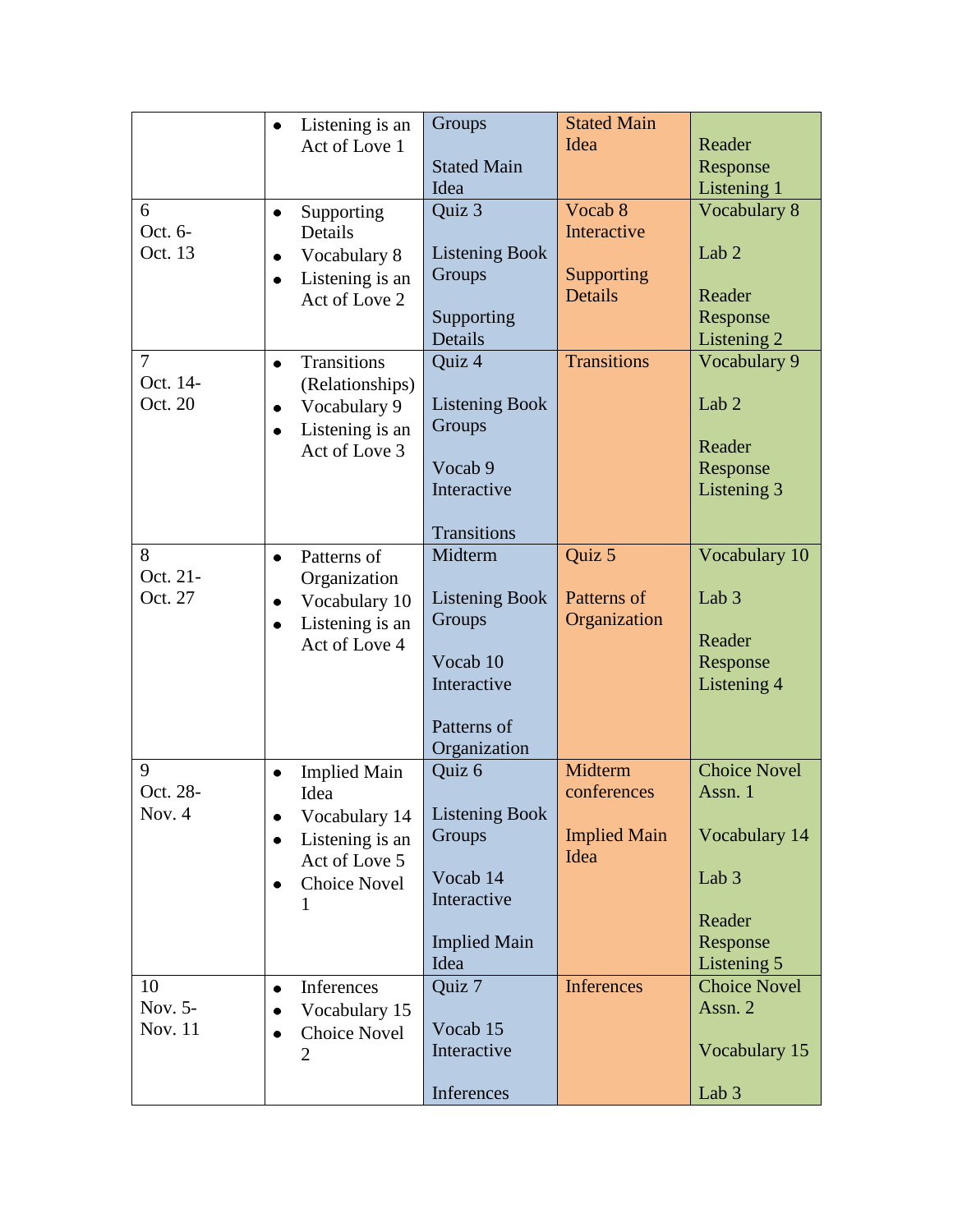| | | | | |
|---|---|---|---|---|
| | • Listening is an Act of Love 1 | Groups<br><br>Stated Main Idea | Stated Main Idea | Reader Response Listening 1 |
| 6<br>Oct. 6-<br>Oct. 13 | • Supporting Details<br>• Vocabulary 8<br>• Listening is an Act of Love 2 | Quiz 3<br><br>Listening Book Groups<br><br>Supporting Details | Vocab 8 Interactive<br><br>Supporting Details | Vocabulary 8<br><br>Lab 2<br><br>Reader Response Listening 2 |
| 7<br>Oct. 14-<br>Oct. 20 | • Transitions (Relationships)<br>• Vocabulary 9<br>• Listening is an Act of Love 3 | Quiz 4<br><br>Listening Book Groups<br><br>Vocab 9 Interactive<br><br>Transitions | Transitions | Vocabulary 9<br><br>Lab 2<br><br>Reader Response Listening 3 |
| 8<br>Oct. 21-<br>Oct. 27 | • Patterns of Organization<br>• Vocabulary 10<br>• Listening is an Act of Love 4 | Midterm<br><br>Listening Book Groups<br><br>Vocab 10 Interactive<br><br>Patterns of Organization | Quiz 5<br><br>Patterns of Organization | Vocabulary 10<br><br>Lab 3<br><br>Reader Response Listening 4 |
| 9<br>Oct. 28-<br>Nov. 4 | • Implied Main Idea<br>• Vocabulary 14<br>• Listening is an Act of Love 5<br>• Choice Novel 1 | Quiz 6<br><br>Listening Book Groups<br><br>Vocab 14 Interactive<br><br>Implied Main Idea | Midterm conferences<br><br>Implied Main Idea | Choice Novel Assn. 1<br><br>Vocabulary 14<br><br>Lab 3<br><br>Reader Response Listening 5 |
| 10<br>Nov. 5-<br>Nov. 11 | • Inferences<br>• Vocabulary 15<br>• Choice Novel 2 | Quiz 7<br><br>Vocab 15 Interactive<br><br>Inferences | Inferences | Choice Novel Assn. 2<br><br>Vocabulary 15<br><br>Lab 3 |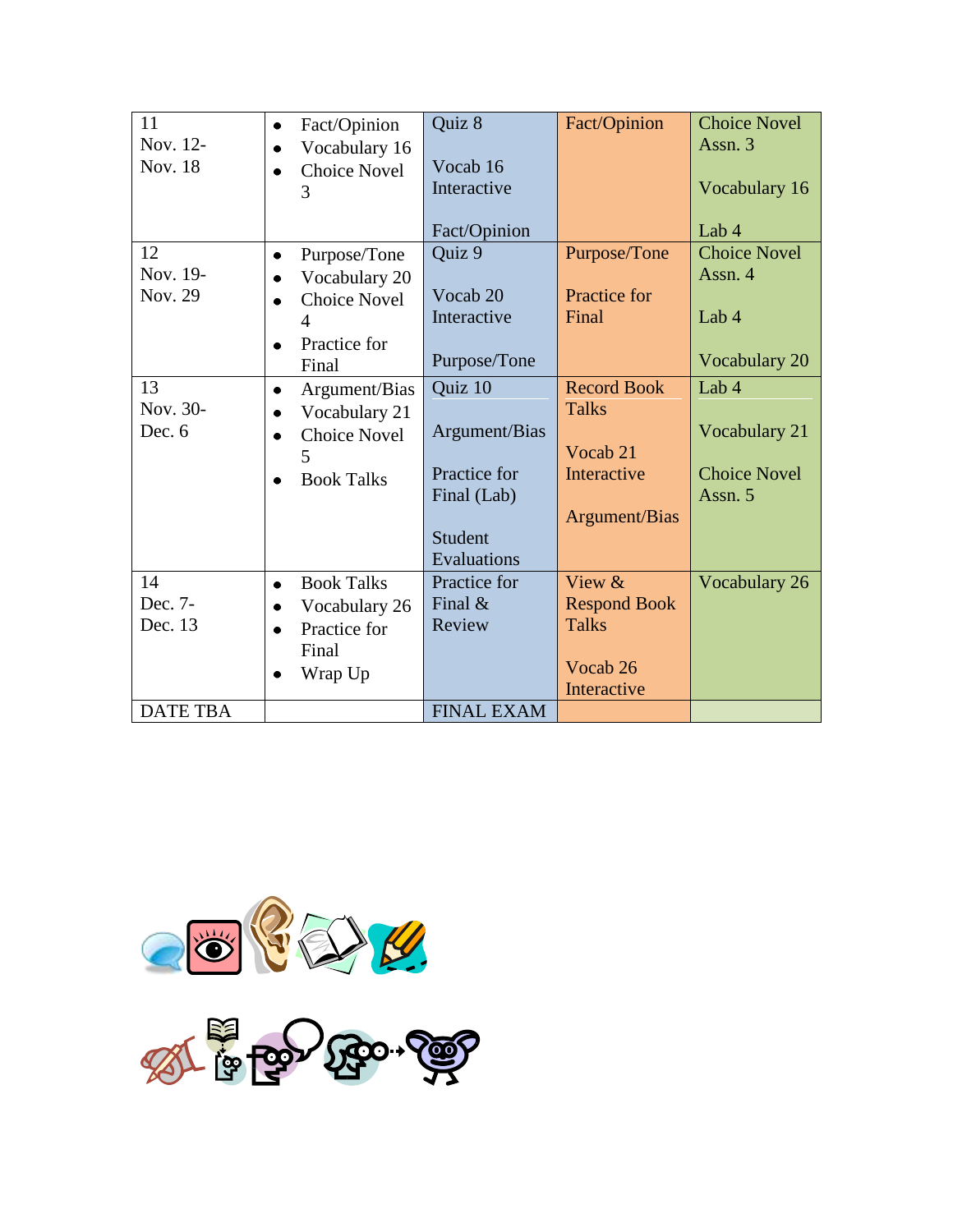| | | | | |
|---|---|---|---|---|
| 11<br>Nov. 12-<br>Nov. 18 | • Fact/Opinion<br>• Vocabulary 16<br>• Choice Novel 3 | Quiz 8<br><br>Vocab 16 Interactive<br><br>Fact/Opinion | Fact/Opinion | Choice Novel Assn. 3<br><br>Vocabulary 16<br><br>Lab 4 |
| 12<br>Nov. 19-<br>Nov. 29 | • Purpose/Tone<br>• Vocabulary 20<br>• Choice Novel 4<br>• Practice for Final | Quiz 9<br><br>Vocab 20 Interactive<br><br>Purpose/Tone | Purpose/Tone<br><br>Practice for Final | Choice Novel Assn. 4<br><br>Lab 4<br><br>Vocabulary 20 |
| 13<br>Nov. 30-<br>Dec. 6 | • Argument/Bias<br>• Vocabulary 21<br>• Choice Novel 5<br>• Book Talks | Quiz 10<br><br>Argument/Bias<br><br>Practice for Final (Lab)<br><br>Student Evaluations | Record Book Talks<br><br>Vocab 21 Interactive<br><br>Argument/Bias | Lab 4<br><br>Vocabulary 21<br><br>Choice Novel Assn. 5 |
| 14<br>Dec. 7-<br>Dec. 13 | • Book Talks<br>• Vocabulary 26<br>• Practice for Final<br>• Wrap Up | Practice for Final & Review | View & Respond Book Talks<br><br>Vocab 26 Interactive | Vocabulary 26 |
| DATE TBA | | FINAL EXAM | | |